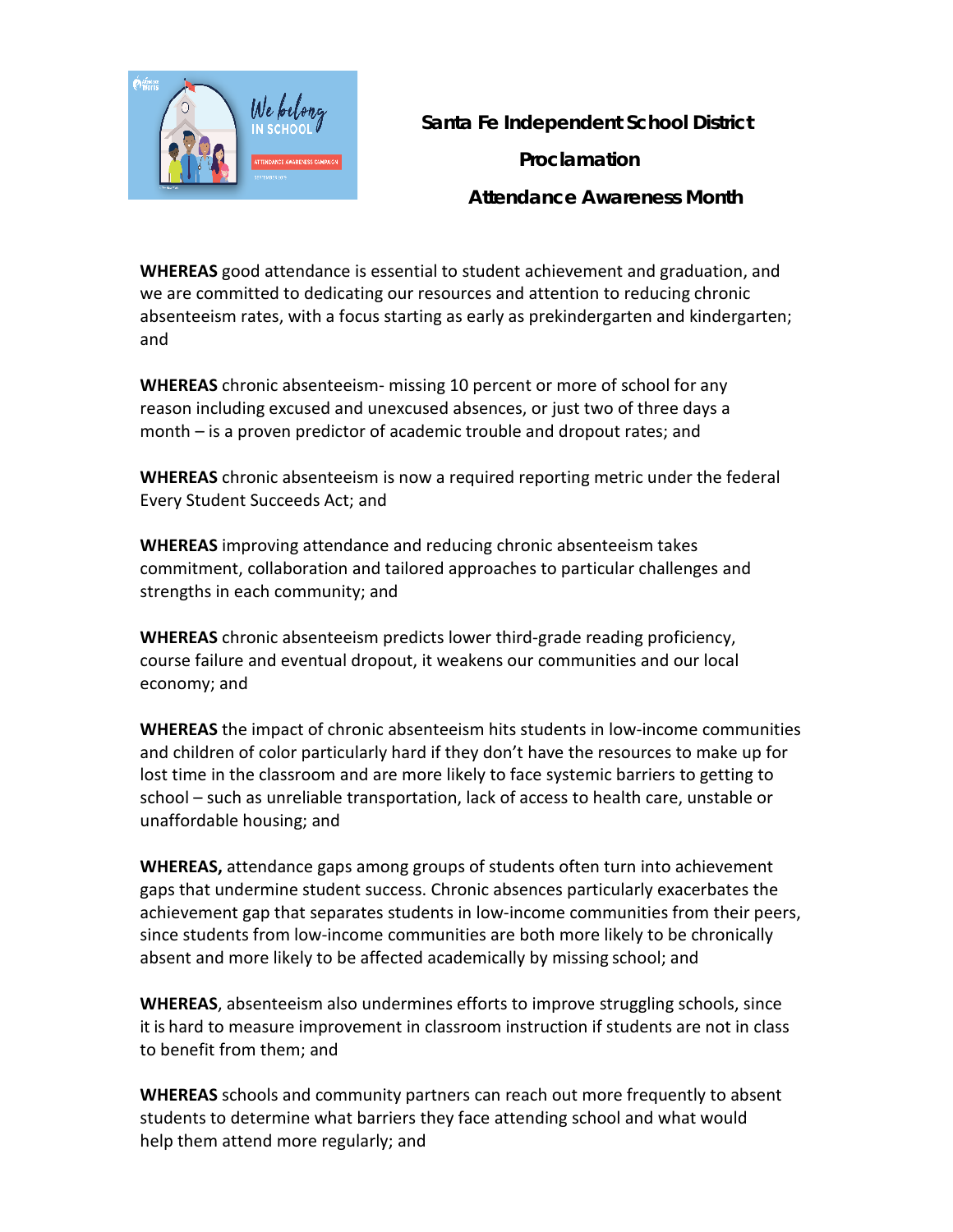# Santa Fe Independent School District

## Proclamation

## Attendance Awareness Month

**WHEREAS** good attendance is essential to student achievement and graduation, and we are committed to dedicating our resources and attention to reducing chronic absenteeism rates, with a focus starting as early as prekindergarten and kindergarten; and

**WHEREAS** chronic absenteeism- missing 10 percent or more of school for any reason including excused and unexcused absences, or just two of three days a month – is a proven predictor of academic trouble and dropout rates; and

**WHEREAS** chronic absenteeism is now a required reporting metric under the federal Every Student Succeeds Act; and

**WHEREAS** improving attendance and reducing chronic absenteeism takes commitment, collaboration and tailored approaches to particular challenges and strengths in each community; and

**WHEREAS** chronic absenteeism predicts lower third-grade reading proficiency, course failure and eventual dropout, it weakens our communities and our local economy; and

**WHEREAS** the impact of chronic absenteeism hits students in low-income communities and children of color particularly hard if they don't have the resources to make up for lost time in the classroom and are more likely to face systemic barriers to getting to school – such as unreliable transportation, lack of access to health care, unstable or unaffordable housing; and

**WHEREAS,** attendance gaps among groups of students often turn into achievement gaps that undermine student success. Chronic absences particularly exacerbates the achievement gap that separates students in low-income communities from their peers, since students from low-income communities are both more likely to be chronically absent and more likely to be affected academically by missing school; and

**WHEREAS**, absenteeism also undermines efforts to improve struggling schools, since it is hard to measure improvement in classroom instruction if students are not in class to benefit from them; and

**WHEREAS** schools and community partners can reach out more frequently to absent students to determine what barriers they face attending school and what would help them attend more regularly; and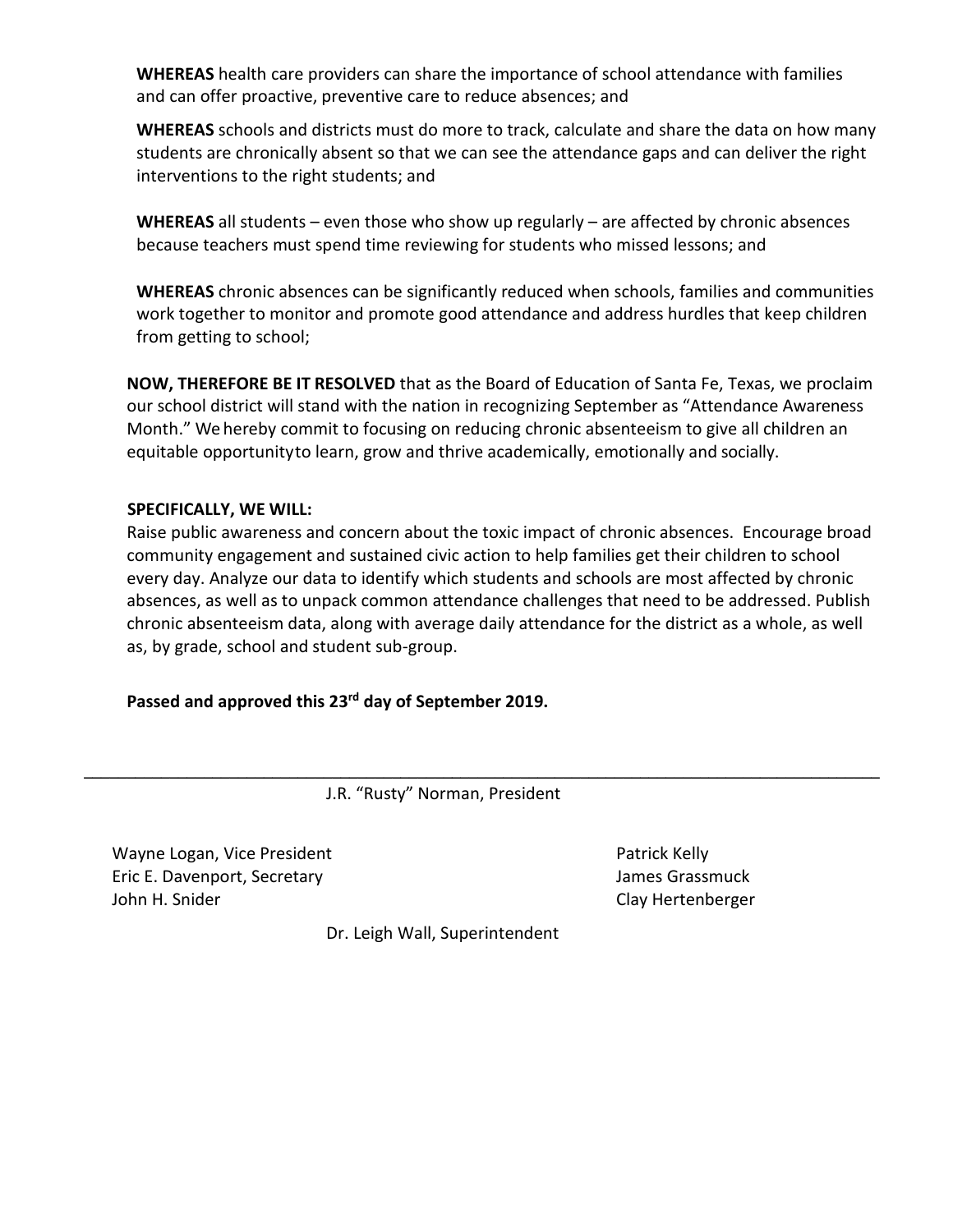**WHEREAS** health care providers can share the importance of school attendance with families and can offer proactive, preventive care to reduce absences; and

**WHEREAS** schools and districts must do more to track, calculate and share the data on how many students are chronically absent so that we can see the attendance gaps and can deliver the right interventions to the right students; and

**WHEREAS** all students – even those who show up regularly – are affected by chronic absences because teachers must spend time reviewing for students who missed lessons; and

**WHEREAS** chronic absences can be significantly reduced when schools, families and communities work together to monitor and promote good attendance and address hurdles that keep children from getting to school;

**NOW, THEREFORE BE IT RESOLVED** that as the Board of Education of Santa Fe, Texas, we proclaim our school district will stand with the nation in recognizing September as "Attendance Awareness Month." We hereby commit to focusing on reducing chronic absenteeism to give all children an equitable opportunity to learn, grow and thrive academically, emotionally and socially.

**SPECIFICALLY, WE WILL:**

Raise public awareness and concern about the toxic impact of chronic absences. Encourage broad community engagement and sustained civic action to help families get their children to school every day. Analyze our data to identify which students and schools are most affected by chronic absences, as well as to unpack common attendance challenges that need to be addressed. Publish chronic absenteeism data, along with average daily attendance for the district as a whole, as well as, by grade, school and student sub-group.

**Passed and approved this 23rd day of September 2019.**

---

J.R. "Rusty" Norman, President

Wayne Logan, Vice President
Eric E. Davenport, Secretary
John H. Snider

Patrick Kelly
James Grassmuck
Clay Hertenberger

Dr. Leigh Wall, Superintendent